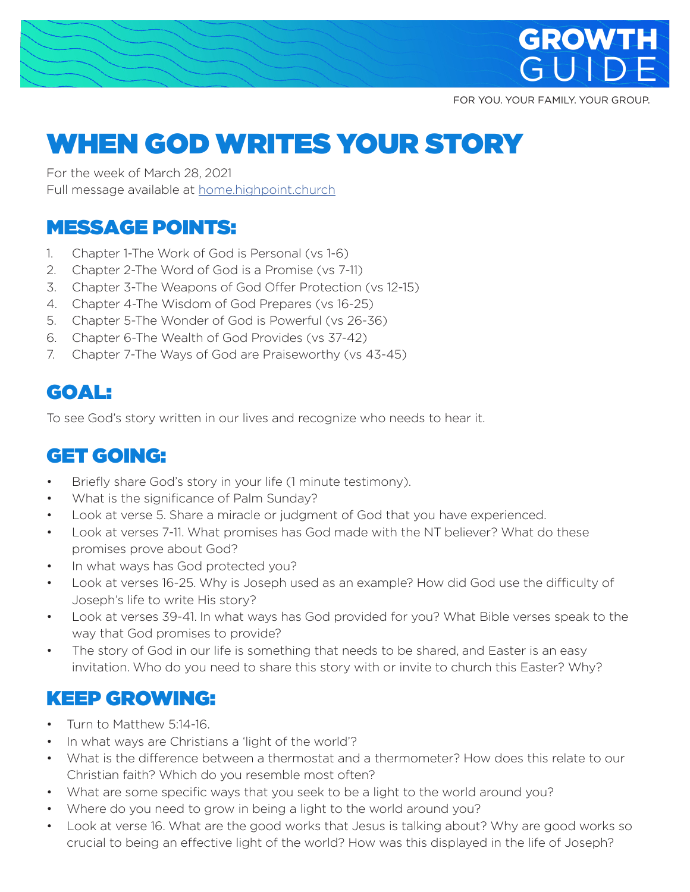# GROWTH GUIDE

FOR YOU. YOUR FAMILY. YOUR GROUP.

# WHEN GOD WRITES YOUR STORY

For the week of March 28, 2021
Full message available at home.highpoint.church

## MESSAGE POINTS:

1. Chapter 1-The Work of God is Personal (vs 1-6)
2. Chapter 2-The Word of God is a Promise (vs 7-11)
3. Chapter 3-The Weapons of God Offer Protection (vs 12-15)
4. Chapter 4-The Wisdom of God Prepares (vs 16-25)
5. Chapter 5-The Wonder of God is Powerful (vs 26-36)
6. Chapter 6-The Wealth of God Provides (vs 37-42)
7. Chapter 7-The Ways of God are Praiseworthy (vs 43-45)

## GOAL:

To see God's story written in our lives and recognize who needs to hear it.

## GET GOING:

- Briefly share God's story in your life (1 minute testimony).
- What is the significance of Palm Sunday?
- Look at verse 5. Share a miracle or judgment of God that you have experienced.
- Look at verses 7-11. What promises has God made with the NT believer? What do these promises prove about God?
- In what ways has God protected you?
- Look at verses 16-25. Why is Joseph used as an example? How did God use the difficulty of Joseph's life to write His story?
- Look at verses 39-41. In what ways has God provided for you? What Bible verses speak to the way that God promises to provide?
- The story of God in our life is something that needs to be shared, and Easter is an easy invitation. Who do you need to share this story with or invite to church this Easter? Why?

## KEEP GROWING:

- Turn to Matthew 5:14-16.
- In what ways are Christians a 'light of the world'?
- What is the difference between a thermostat and a thermometer? How does this relate to our Christian faith? Which do you resemble most often?
- What are some specific ways that you seek to be a light to the world around you?
- Where do you need to grow in being a light to the world around you?
- Look at verse 16. What are the good works that Jesus is talking about? Why are good works so crucial to being an effective light of the world? How was this displayed in the life of Joseph?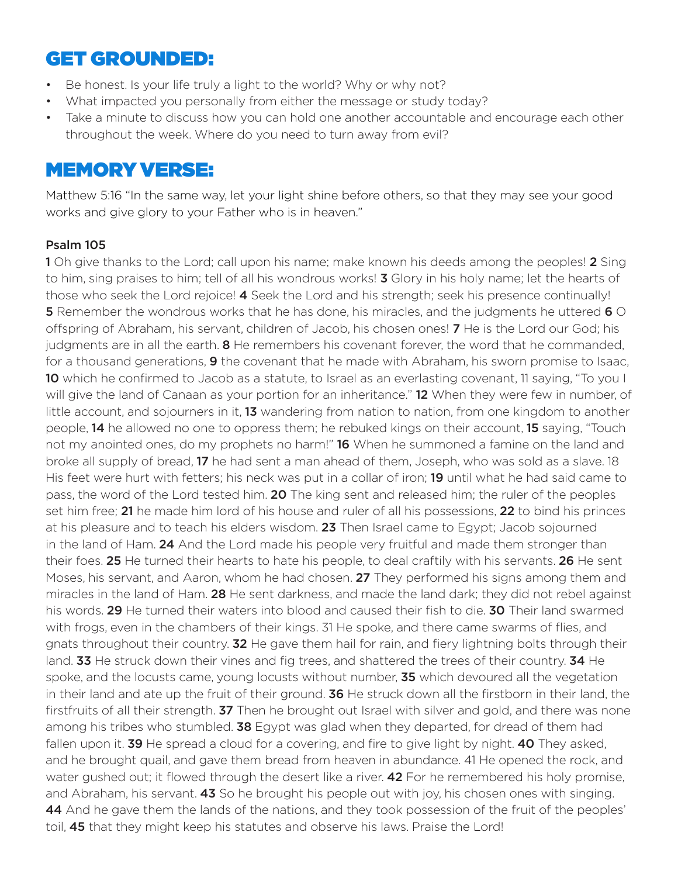## GET GROUNDED:

- Be honest. Is your life truly a light to the world? Why or why not?
- What impacted you personally from either the message or study today?
- Take a minute to discuss how you can hold one another accountable and encourage each other throughout the week. Where do you need to turn away from evil?

## MEMORY VERSE:

Matthew 5:16 "In the same way, let your light shine before others, so that they may see your good works and give glory to your Father who is in heaven."

**Psalm 105**

**1** Oh give thanks to the Lord; call upon his name; make known his deeds among the peoples! **2** Sing to him, sing praises to him; tell of all his wondrous works! **3** Glory in his holy name; let the hearts of those who seek the Lord rejoice! **4** Seek the Lord and his strength; seek his presence continually! **5** Remember the wondrous works that he has done, his miracles, and the judgments he uttered **6** O offspring of Abraham, his servant, children of Jacob, his chosen ones! **7** He is the Lord our God; his judgments are in all the earth. **8** He remembers his covenant forever, the word that he commanded, for a thousand generations, **9** the covenant that he made with Abraham, his sworn promise to Isaac, **10** which he confirmed to Jacob as a statute, to Israel as an everlasting covenant, 11 saying, "To you I will give the land of Canaan as your portion for an inheritance." **12** When they were few in number, of little account, and sojourners in it, **13** wandering from nation to nation, from one kingdom to another people, **14** he allowed no one to oppress them; he rebuked kings on their account, **15** saying, "Touch not my anointed ones, do my prophets no harm!" **16** When he summoned a famine on the land and broke all supply of bread, **17** he had sent a man ahead of them, Joseph, who was sold as a slave. 18 His feet were hurt with fetters; his neck was put in a collar of iron; **19** until what he had said came to pass, the word of the Lord tested him. **20** The king sent and released him; the ruler of the peoples set him free; **21** he made him lord of his house and ruler of all his possessions, **22** to bind his princes at his pleasure and to teach his elders wisdom. **23** Then Israel came to Egypt; Jacob sojourned in the land of Ham. **24** And the Lord made his people very fruitful and made them stronger than their foes. **25** He turned their hearts to hate his people, to deal craftily with his servants. **26** He sent Moses, his servant, and Aaron, whom he had chosen. **27** They performed his signs among them and miracles in the land of Ham. **28** He sent darkness, and made the land dark; they did not rebel against his words. **29** He turned their waters into blood and caused their fish to die. **30** Their land swarmed with frogs, even in the chambers of their kings. 31 He spoke, and there came swarms of flies, and gnats throughout their country. **32** He gave them hail for rain, and fiery lightning bolts through their land. **33** He struck down their vines and fig trees, and shattered the trees of their country. **34** He spoke, and the locusts came, young locusts without number, **35** which devoured all the vegetation in their land and ate up the fruit of their ground. **36** He struck down all the firstborn in their land, the firstfruits of all their strength. **37** Then he brought out Israel with silver and gold, and there was none among his tribes who stumbled. **38** Egypt was glad when they departed, for dread of them had fallen upon it. **39** He spread a cloud for a covering, and fire to give light by night. **40** They asked, and he brought quail, and gave them bread from heaven in abundance. 41 He opened the rock, and water gushed out; it flowed through the desert like a river. **42** For he remembered his holy promise, and Abraham, his servant. **43** So he brought his people out with joy, his chosen ones with singing. **44** And he gave them the lands of the nations, and they took possession of the fruit of the peoples' toil, **45** that they might keep his statutes and observe his laws. Praise the Lord!